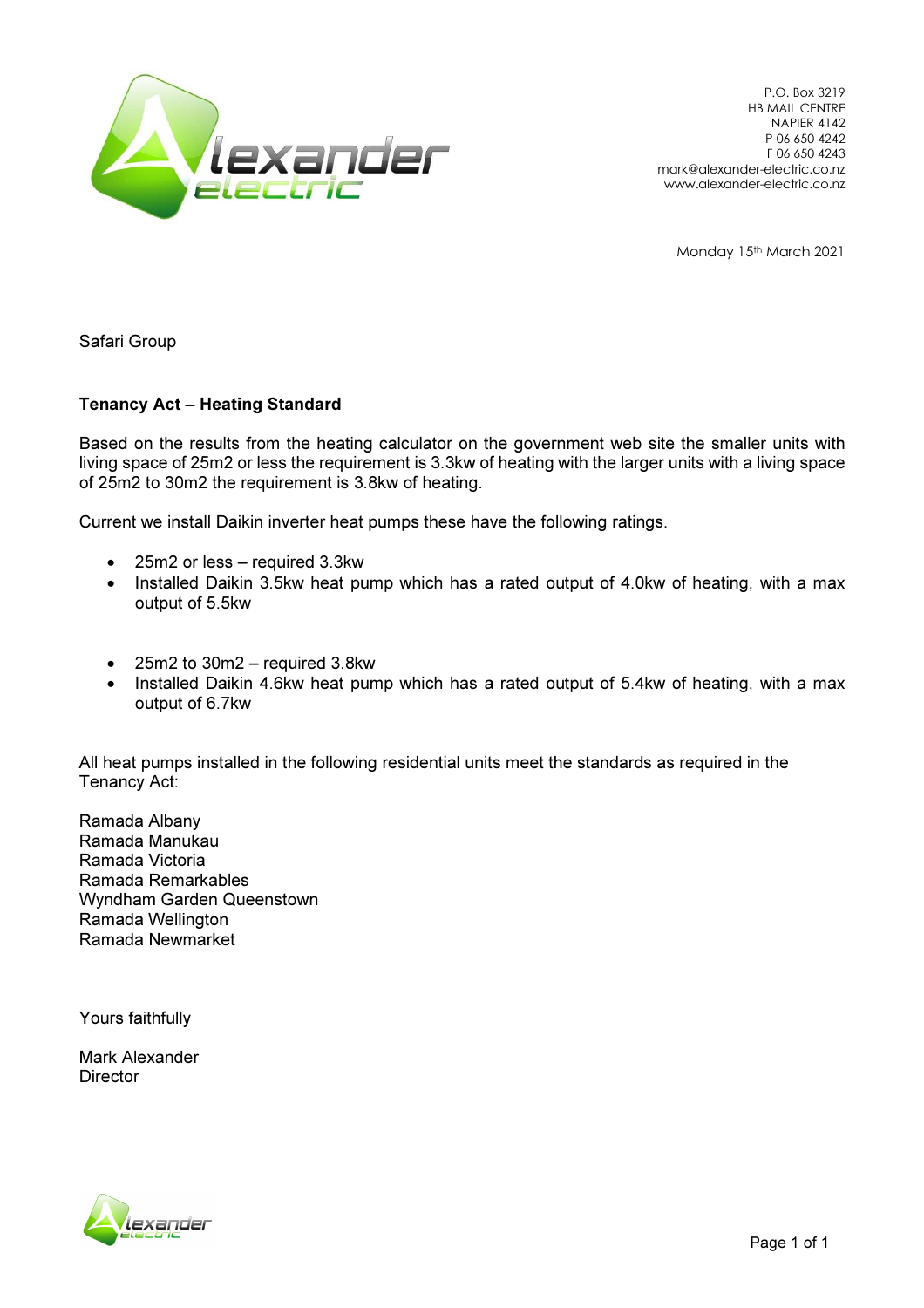P.O. Box 3219
HB MAIL CENTRE
NAPIER 4142
P 06 650 4242
F 06 650 4243
mark@alexander-electric.co.nz
www.alexander-electric.co.nz

Monday 15th March 2021

Safari Group

**Tenancy Act – Heating Standard**

Based on the results from the heating calculator on the government web site the smaller units with living space of 25m2 or less the requirement is 3.3kw of heating with the larger units with a living space of 25m2 to 30m2 the requirement is 3.8kw of heating.

Current we install Daikin inverter heat pumps these have the following ratings.

- 25m2 or less – required 3.3kw
- Installed Daikin 3.5kw heat pump which has a rated output of 4.0kw of heating, with a max output of 5.5kw

- 25m2 to 30m2 – required 3.8kw
- Installed Daikin 4.6kw heat pump which has a rated output of 5.4kw of heating, with a max output of 6.7kw

All heat pumps installed in the following residential units meet the standards as required in the Tenancy Act:

Ramada Albany
Ramada Manukau
Ramada Victoria
Ramada Remarkables
Wyndham Garden Queenstown
Ramada Wellington
Ramada Newmarket

Yours faithfully

Mark Alexander
Director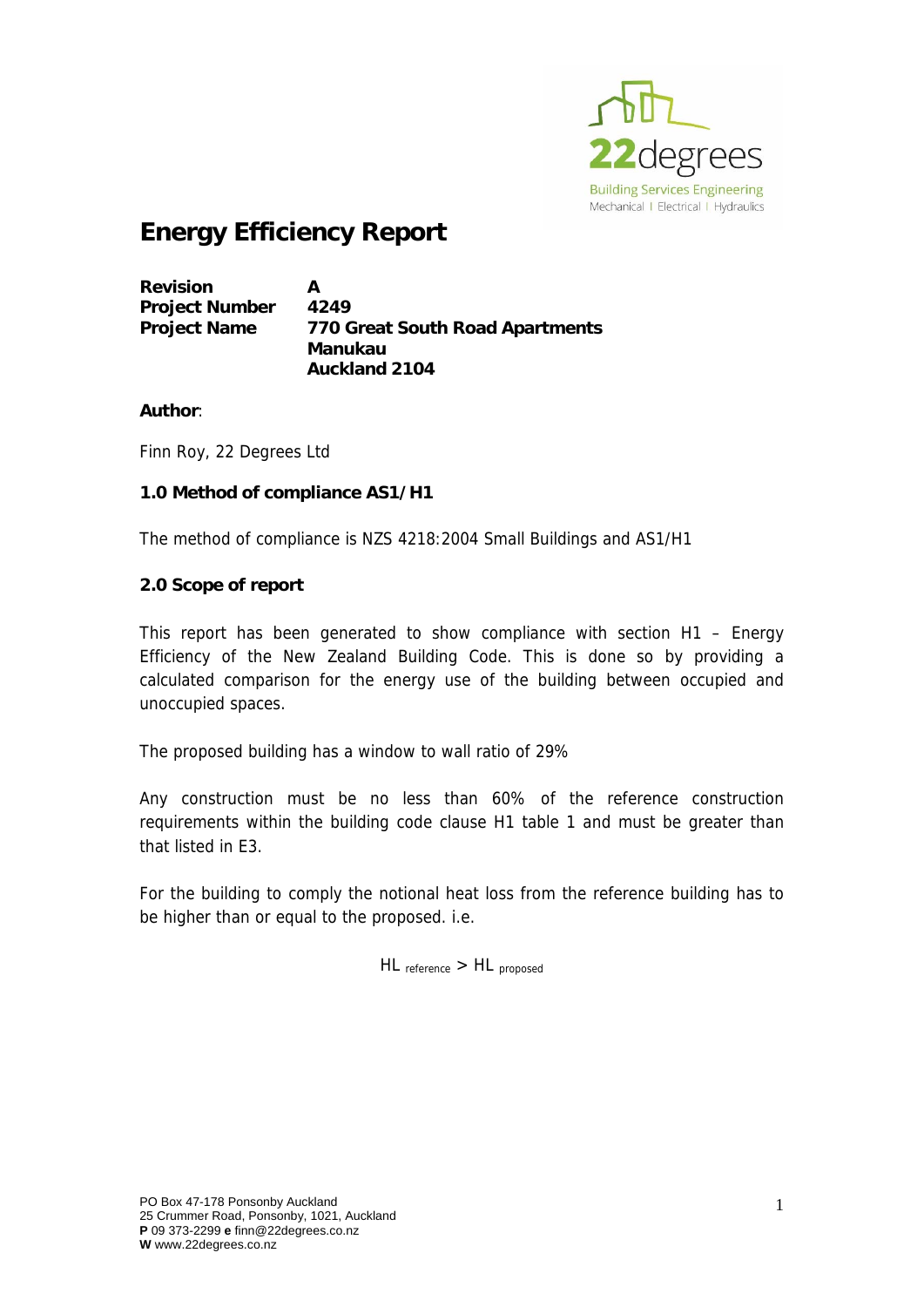# Energy Efficiency Report

**Revision** **A**
**Project Number** **4249**
**Project Name** **770 Great South Road Apartments**
**Manukau**
**Auckland 2104**

**Author**:

Finn Roy, 22 Degrees Ltd

### 1.0 Method of compliance AS1/H1

The method of compliance is NZS 4218:2004 Small Buildings and AS1/H1

### 2.0 Scope of report

This report has been generated to show compliance with section H1 – Energy Efficiency of the New Zealand Building Code. This is done so by providing a calculated comparison for the energy use of the building between occupied and unoccupied spaces.

The proposed building has a window to wall ratio of 29%

Any construction must be no less than 60% of the reference construction requirements within the building code clause H1 table 1 and must be greater than that listed in E3.

For the building to comply the notional heat loss from the reference building has to be higher than or equal to the proposed. i.e.

$$HL_{reference} > HL_{proposed}$$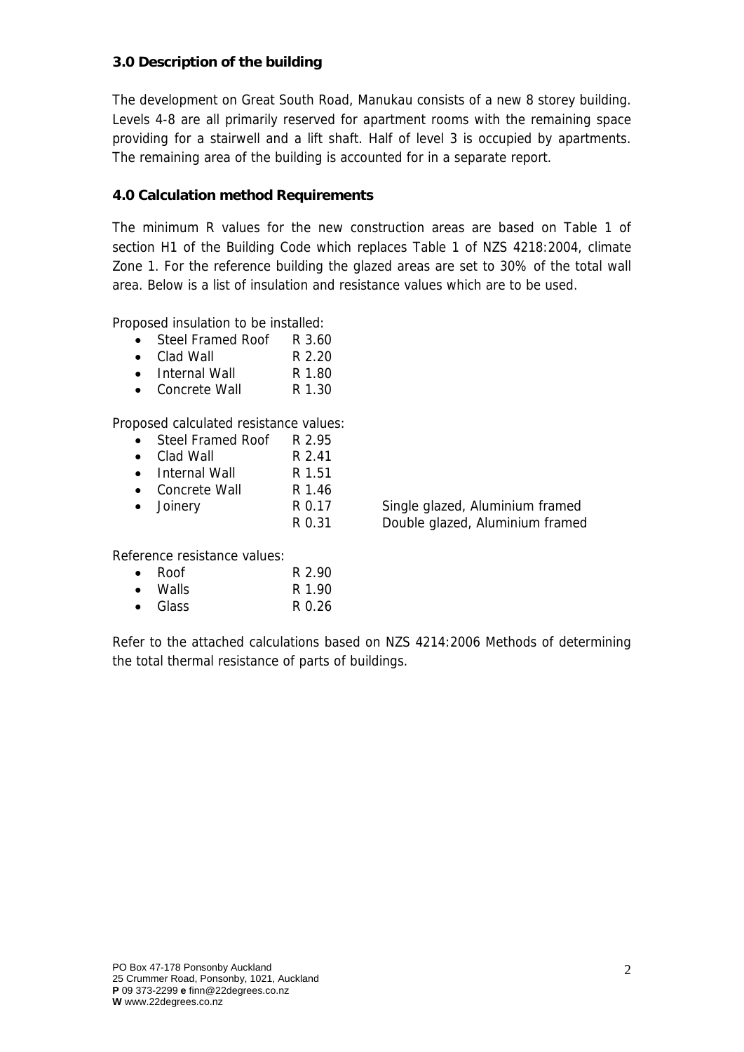## 3.0 Description of the building

The development on Great South Road, Manukau consists of a new 8 storey building. Levels 4-8 are all primarily reserved for apartment rooms with the remaining space providing for a stairwell and a lift shaft. Half of level 3 is occupied by apartments. The remaining area of the building is accounted for in a separate report.

## 4.0 Calculation method Requirements

The minimum R values for the new construction areas are based on Table 1 of section H1 of the Building Code which replaces Table 1 of NZS 4218:2004, climate Zone 1. For the reference building the glazed areas are set to 30% of the total wall area. Below is a list of insulation and resistance values which are to be used.

Proposed insulation to be installed:

- Steel Framed Roof R 3.60
- Clad Wall R 2.20
- Internal Wall R 1.80
- Concrete Wall R 1.30

Proposed calculated resistance values:

- Steel Framed Roof R 2.95
- Clad Wall R 2.41
- Internal Wall R 1.51
- Concrete Wall R 1.46
- Joinery R 0.17 Single glazed, Aluminium framed
  R 0.31 Double glazed, Aluminium framed

Reference resistance values:

- Roof R 2.90
- Walls R 1.90
- Glass R 0.26

Refer to the attached calculations based on NZS 4214:2006 Methods of determining the total thermal resistance of parts of buildings.

PO Box 47-178 Ponsonby Auckland
25 Crummer Road, Ponsonby, 1021, Auckland
**P** 09 373-2299 **e** finn@22degrees.co.nz
**W** www.22degrees.co.nz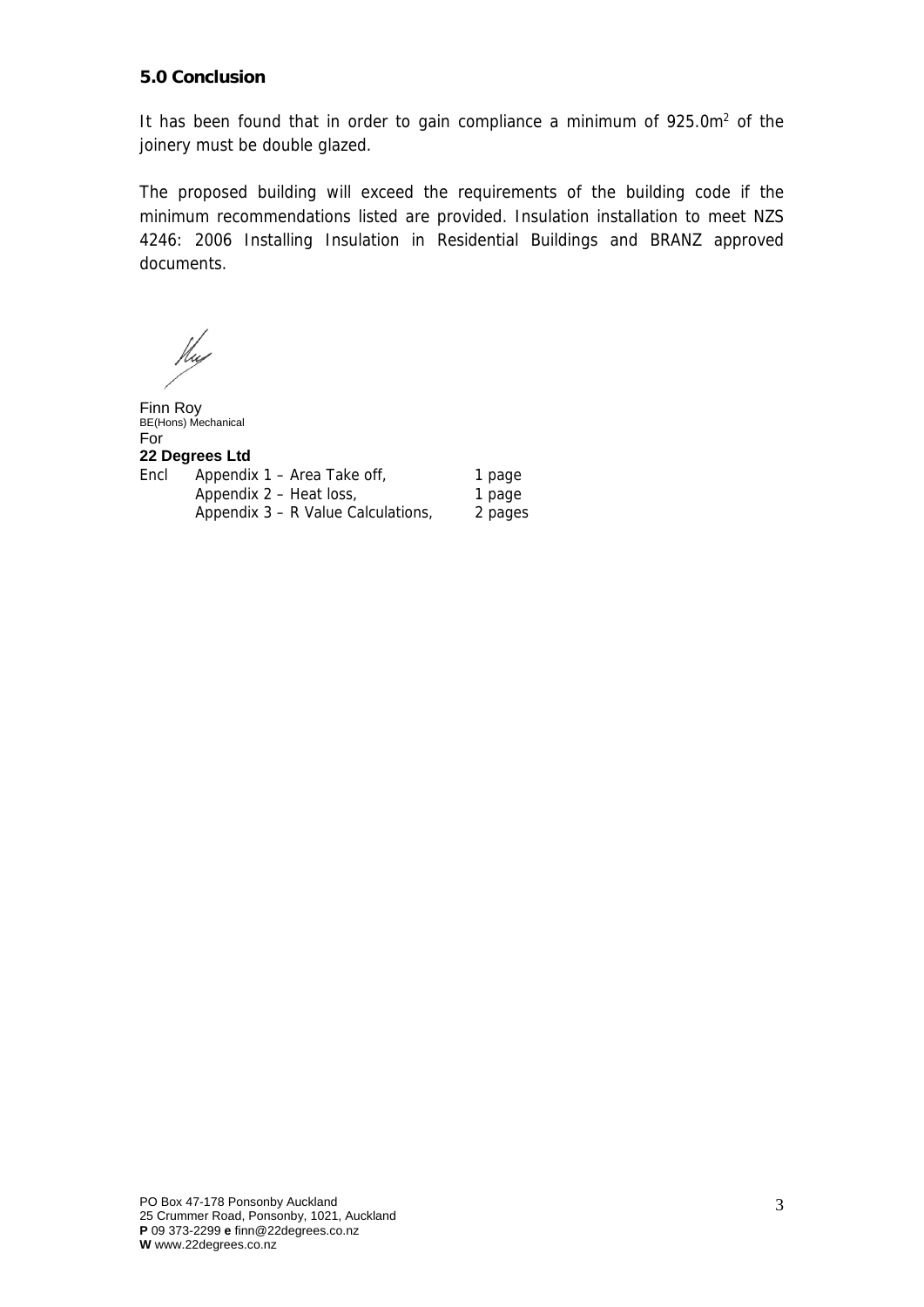## 5.0 Conclusion

It has been found that in order to gain compliance a minimum of 925.0m$^2$ of the joinery must be double glazed.

The proposed building will exceed the requirements of the building code if the minimum recommendations listed are provided. Insulation installation to meet NZS 4246: 2006 Installing Insulation in Residential Buildings and BRANZ approved documents.

Finn Roy
BE(Hons) Mechanical
For
**22 Degrees Ltd**

| Encl | Appendix 1 – Area Take off, | 1 page |
|---|---|---|
| | Appendix 2 – Heat loss, | 1 page |
| | Appendix 3 – R Value Calculations, | 2 pages |

PO Box 47-178 Ponsonby Auckland
25 Crummer Road, Ponsonby, 1021, Auckland
**P** 09 373-2299 **e** finn@22degrees.co.nz
**W** www.22degrees.co.nz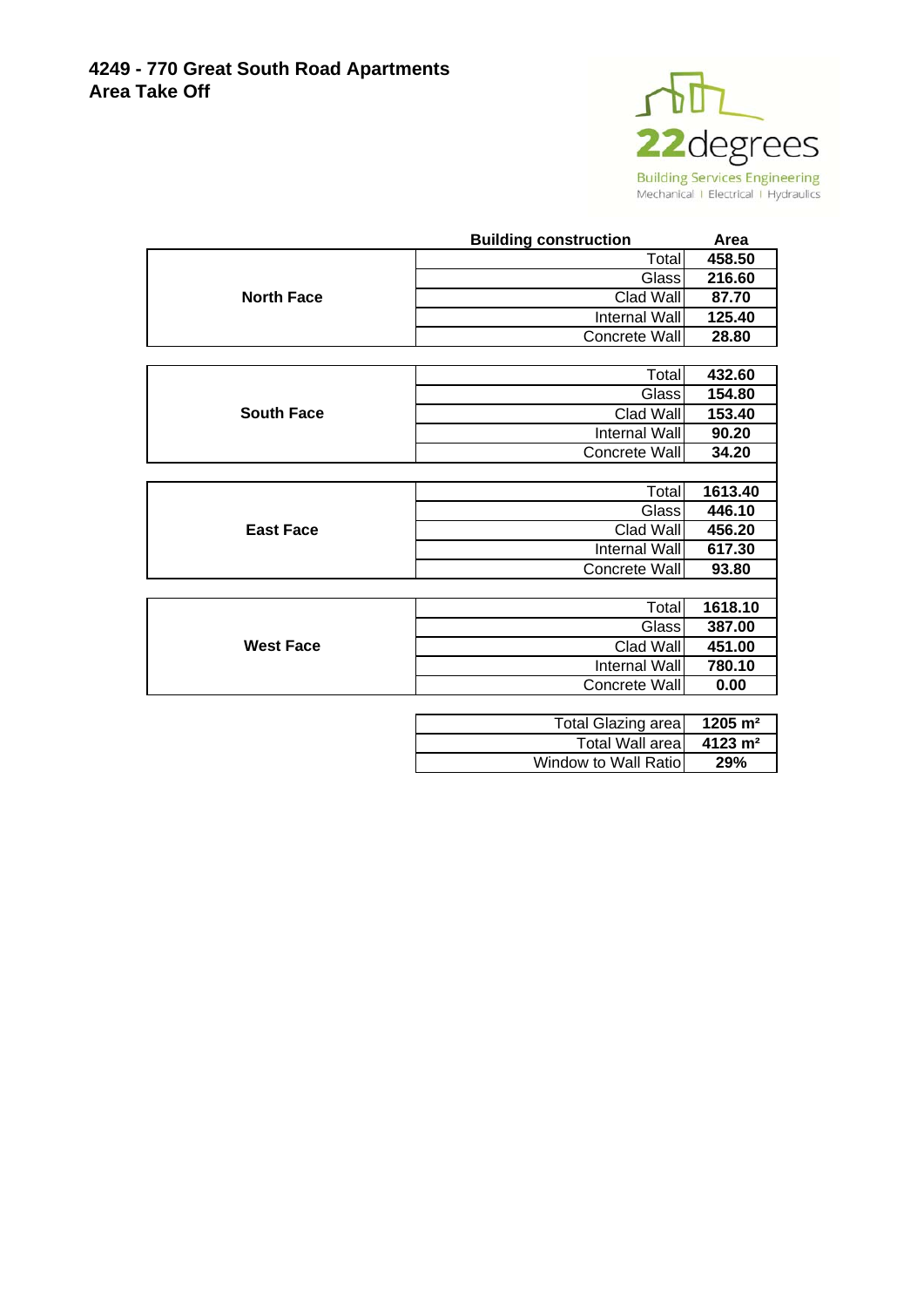# 4249 - 770 Great South Road Apartments
## Area Take Off

22degrees
Building Services Engineering
Mechanical | Electrical | Hydraulics

| | Building construction | Area |
|---|---|---|
| North Face | Total | 458.50 |
| | Glass | 216.60 |
| | Clad Wall | 87.70 |
| | Internal Wall | 125.40 |
| | Concrete Wall | 28.80 |
| South Face | Total | 432.60 |
| | Glass | 154.80 |
| | Clad Wall | 153.40 |
| | Internal Wall | 90.20 |
| | Concrete Wall | 34.20 |
| East Face | Total | 1613.40 |
| | Glass | 446.10 |
| | Clad Wall | 456.20 |
| | Internal Wall | 617.30 |
| | Concrete Wall | 93.80 |
| West Face | Total | 1618.10 |
| | Glass | 387.00 |
| | Clad Wall | 451.00 |
| | Internal Wall | 780.10 |
| | Concrete Wall | 0.00 |

| | |
|---|---|
| Total Glazing area | 1205 m² |
| Total Wall area | 4123 m² |
| Window to Wall Ratio | 29% |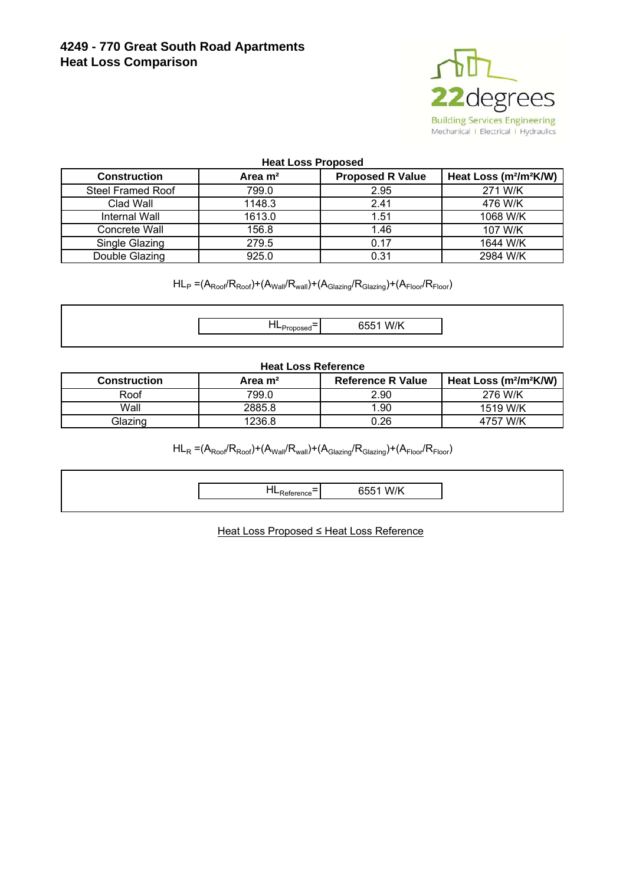# 4249 - 770 Great South Road Apartments
## Heat Loss Comparison

22degrees
Building Services Engineering
Mechanical | Electrical | Hydraulics

**Heat Loss Proposed**

| Construction | Area m² | Proposed R Value | Heat Loss (m²/m²K/W) |
|---|---|---|---|
| Steel Framed Roof | 799.0 | 2.95 | 271 W/K |
| Clad Wall | 1148.3 | 2.41 | 476 W/K |
| Internal Wall | 1613.0 | 1.51 | 1068 W/K |
| Concrete Wall | 156.8 | 1.46 | 107 W/K |
| Single Glazing | 279.5 | 0.17 | 1644 W/K |
| Double Glazing | 925.0 | 0.31 | 2984 W/K |

$$HL_P = (A_{Roof}/R_{Roof}) + (A_{Wall}/R_{wall}) + (A_{Glazing}/R_{Glazing}) + (A_{Floor}/R_{Floor})$$

| $HL_{Proposed}$ = | 6551 W/K |
|---|---|

**Heat Loss Reference**

| Construction | Area m² | Reference R Value | Heat Loss (m²/m²K/W) |
|---|---|---|---|
| Roof | 799.0 | 2.90 | 276 W/K |
| Wall | 2885.8 | 1.90 | 1519 W/K |
| Glazing | 1236.8 | 0.26 | 4757 W/K |

$$HL_R = (A_{Roof}/R_{Roof}) + (A_{Wall}/R_{wall}) + (A_{Glazing}/R_{Glazing}) + (A_{Floor}/R_{Floor})$$

| $HL_{Reference}$ = | 6551 W/K |
|---|---|

Heat Loss Proposed ≤ Heat Loss Reference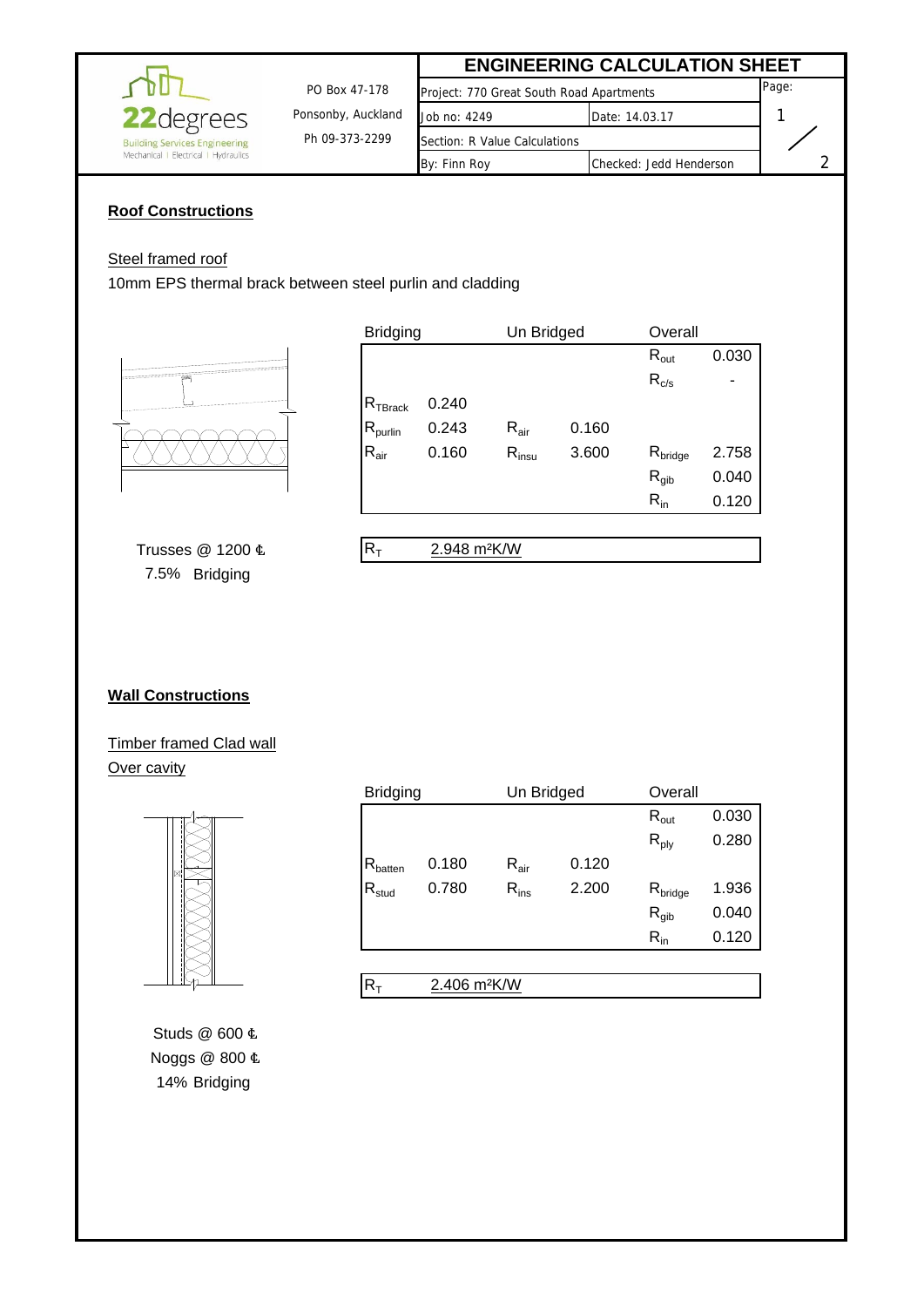## ENGINEERING CALCULATION SHEET

| 22degrees Building Services Engineering (Mechanical \| Electrical \| Hydraulics) | PO Box 47-178, Ponsonby, Auckland, Ph 09-373-2299 | | |
|---|---|---|---|
| Project: 770 Great South Road Apartments | | Page: | 1 / 2 |
| Job no: 4249 | Date: 14.03.17 | | |
| Section: R Value Calculations | | | |
| By: Finn Roy | Checked: Jedd Henderson | | |

### Roof Constructions

Steel framed roof

10mm EPS thermal brack between steel purlin and cladding

| Bridging | | Un Bridged | | Overall | |
|---|---|---|---|---|---|
| | | | | $R_{out}$ | 0.030 |
| | | | | $R_{c/s}$ | - |
| $R_{TBrack}$ | 0.240 | | | | |
| $R_{purlin}$ | 0.243 | $R_{air}$ | 0.160 | | |
| $R_{air}$ | 0.160 | $R_{insu}$ | 3.600 | $R_{bridge}$ | 2.758 |
| | | | | $R_{gib}$ | 0.040 |
| | | | | $R_{in}$ | 0.120 |

$R_T$ 2.948 m²K/W

Trusses @ 1200 ℄

7.5% Bridging

### Wall Constructions

Timber framed Clad wall

Over cavity

| Bridging | | Un Bridged | | Overall | |
|---|---|---|---|---|---|
| | | | | $R_{out}$ | 0.030 |
| | | | | $R_{ply}$ | 0.280 |
| $R_{batten}$ | 0.180 | $R_{air}$ | 0.120 | | |
| $R_{stud}$ | 0.780 | $R_{ins}$ | 2.200 | $R_{bridge}$ | 1.936 |
| | | | | $R_{gib}$ | 0.040 |
| | | | | $R_{in}$ | 0.120 |

$R_T$ 2.406 m²K/W

Studs @ 600 ℄

Noggs @ 800 ℄

14% Bridging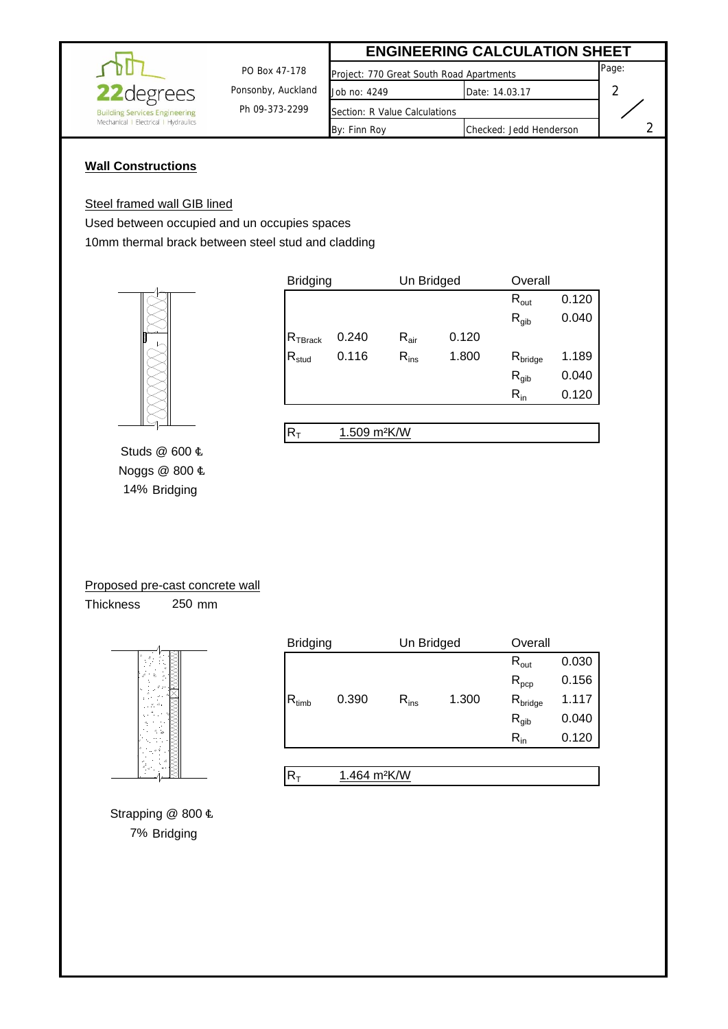## Wall Constructions

### Steel framed wall GIB lined

Used between occupied and un occupies spaces

10mm thermal brack between steel stud and cladding

| Bridging | | Un Bridged | | Overall | |
|---|---|---|---|---|---|
| | | | | $R_{out}$ | 0.120 |
| | | | | $R_{gib}$ | 0.040 |
| $R_{TBrack}$ | 0.240 | $R_{air}$ | 0.120 | | |
| $R_{stud}$ | 0.116 | $R_{ins}$ | 1.800 | $R_{bridge}$ | 1.189 |
| | | | | $R_{gib}$ | 0.040 |
| | | | | $R_{in}$ | 0.120 |

$R_T$ 1.509 m²K/W

Studs @ 600 ℄
Noggs @ 800 ℄
14% Bridging

### Proposed pre-cast concrete wall

Thickness 250 mm

| Bridging | | Un Bridged | | Overall | |
|---|---|---|---|---|---|
| | | | | $R_{out}$ | 0.030 |
| | | | | $R_{pcp}$ | 0.156 |
| $R_{timb}$ | 0.390 | $R_{ins}$ | 1.300 | $R_{bridge}$ | 1.117 |
| | | | | $R_{gib}$ | 0.040 |
| | | | | $R_{in}$ | 0.120 |

$R_T$ 1.464 m²K/W

Strapping @ 800 ℄
7% Bridging